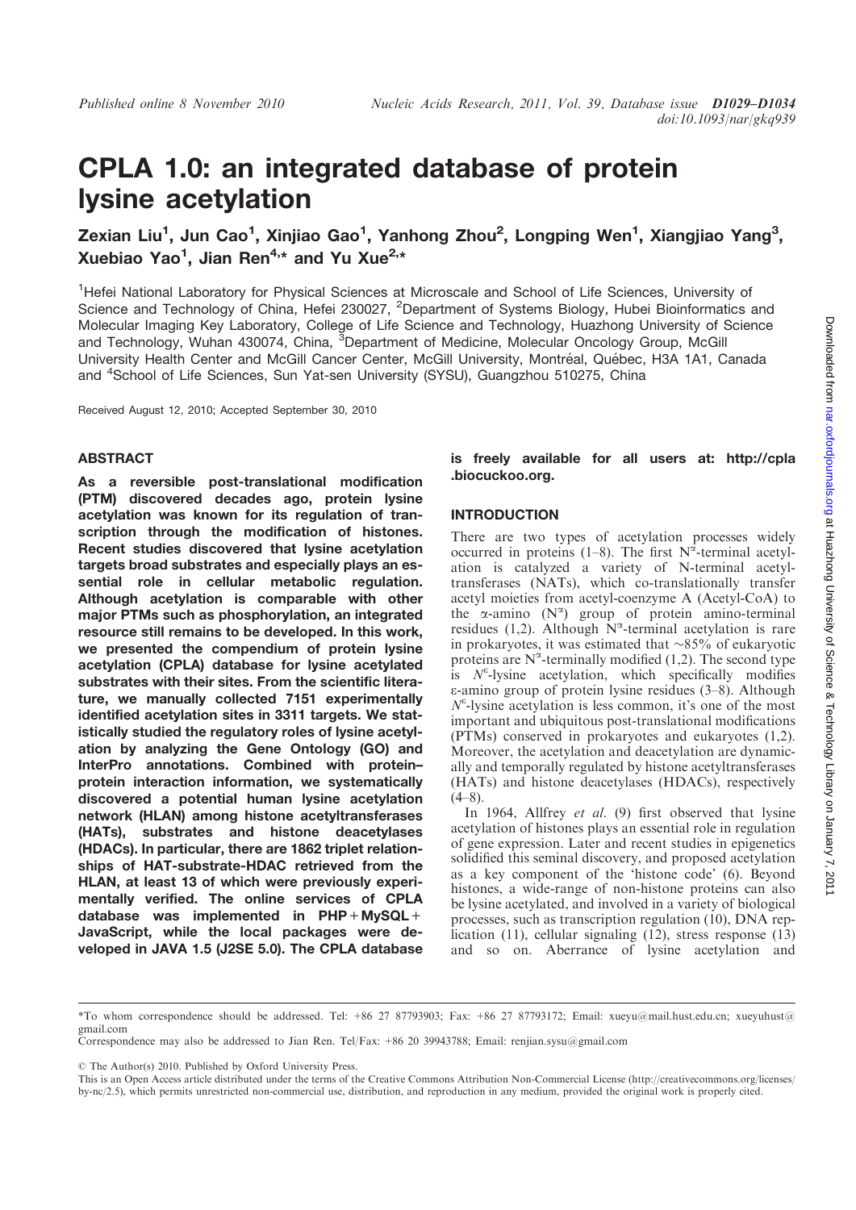# CPLA 1.0: an integrated database of protein lysine acetylation

**Zexian Liu[1], Jun Cao[1], Xinjiao Gao[1], Yanhong Zhou[2], Longping Wen[1], Xiangjiao Yang[3], Xuebiao Yao[1], Jian Ren[4,*] and Yu Xue[2,*]**

[1]Hefei National Laboratory for Physical Sciences at Microscale and School of Life Sciences, University of Science and Technology of China, Hefei 230027, [2]Department of Systems Biology, Hubei Bioinformatics and Molecular Imaging Key Laboratory, College of Life Science and Technology, Huazhong University of Science and Technology, Wuhan 430074, China, [3]Department of Medicine, Molecular Oncology Group, McGill University Health Center and McGill Cancer Center, McGill University, Montréal, Québec, H3A 1A1, Canada and [4]School of Life Sciences, Sun Yat-sen University (SYSU), Guangzhou 510275, China

Received August 12, 2010; Accepted September 30, 2010

## ABSTRACT

**As a reversible post-translational modification (PTM) discovered decades ago, protein lysine acetylation was known for its regulation of transcription through the modification of histones. Recent studies discovered that lysine acetylation targets broad substrates and especially plays an essential role in cellular metabolic regulation. Although acetylation is comparable with other major PTMs such as phosphorylation, an integrated resource still remains to be developed. In this work, we presented the compendium of protein lysine acetylation (CPLA) database for lysine acetylated substrates with their sites. From the scientific literature, we manually collected 7151 experimentally identified acetylation sites in 3311 targets. We statistically studied the regulatory roles of lysine acetylation by analyzing the Gene Ontology (GO) and InterPro annotations. Combined with protein–protein interaction information, we systematically discovered a potential human lysine acetylation network (HLAN) among histone acetyltransferases (HATs), substrates and histone deacetylases (HDACs). In particular, there are 1862 triplet relationships of HAT-substrate-HDAC retrieved from the HLAN, at least 13 of which were previously experimentally verified. The online services of CPLA database was implemented in PHP + MySQL + JavaScript, while the local packages were developed in JAVA 1.5 (J2SE 5.0). The CPLA database is freely available for all users at: http://cpla.biocuckoo.org.**

## INTRODUCTION

There are two types of acetylation processes widely occurred in proteins (1–8). The first $N^{\alpha}$-terminal acetylation is catalyzed a variety of N-terminal acetyltransferases (NATs), which co-translationally transfer acetyl moieties from acetyl-coenzyme A (Acetyl-CoA) to the α-amino ($N^{\alpha}$) group of protein amino-terminal residues (1,2). Although $N^{\alpha}$-terminal acetylation is rare in prokaryotes, it was estimated that ~85% of eukaryotic proteins are $N^{\alpha}$-terminally modified (1,2). The second type is $N^{\varepsilon}$-lysine acetylation, which specifically modifies ε-amino group of protein lysine residues (3–8). Although $N^{\varepsilon}$-lysine acetylation is less common, it's one of the most important and ubiquitous post-translational modifications (PTMs) conserved in prokaryotes and eukaryotes (1,2). Moreover, the acetylation and deacetylation are dynamically and temporally regulated by histone acetyltransferases (HATs) and histone deacetylases (HDACs), respectively (4–8).

In 1964, Allfrey *et al.* (9) first observed that lysine acetylation of histones plays an essential role in regulation of gene expression. Later and recent studies in epigenetics solidified this seminal discovery, and proposed acetylation as a key component of the 'histone code' (6). Beyond histones, a wide-range of non-histone proteins can also be lysine acetylated, and involved in a variety of biological processes, such as transcription regulation (10), DNA replication (11), cellular signaling (12), stress response (13) and so on. Aberrance of lysine acetylation and

*To whom correspondence should be addressed. Tel: +86 27 87793903; Fax: +86 27 87793172; Email: xueyu@mail.hust.edu.cn; xueyuhust@gmail.com

Correspondence may also be addressed to Jian Ren. Tel/Fax: +86 20 39943788; Email: renjian.sysu@gmail.com

© The Author(s) 2010. Published by Oxford University Press.

This is an Open Access article distributed under the terms of the Creative Commons Attribution Non-Commercial License (http://creativecommons.org/licenses/by-nc/2.5), which permits unrestricted non-commercial use, distribution, and reproduction in any medium, provided the original work is properly cited.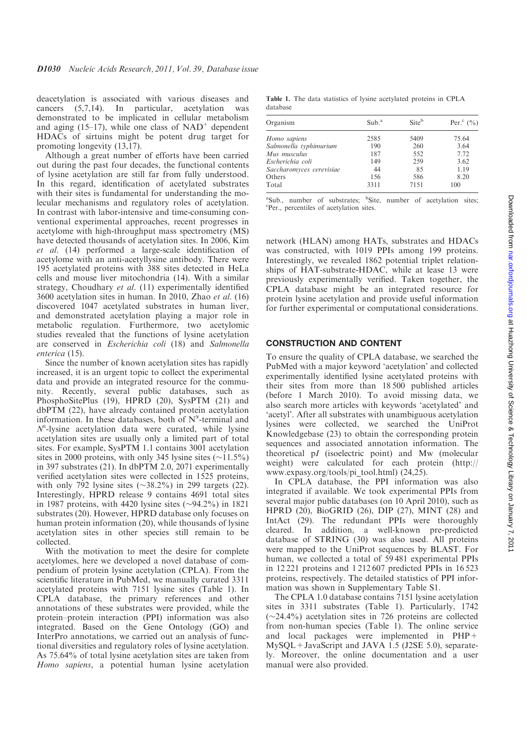deacetylation is associated with various diseases and cancers (5,7,14). In particular, acetylation was demonstrated to be implicated in cellular metabolism and aging (15–17), while one class of $NAD^+$ dependent HDACs of sirtuins might be potent drug target for promoting longevity (13,17).

Although a great number of efforts have been carried out during the past four decades, the functional contents of lysine acetylation are still far from fully understood. In this regard, identification of acetylated substrates with their sites is fundamental for understanding the molecular mechanisms and regulatory roles of acetylation. In contrast with labor-intensive and time-consuming conventional experimental approaches, recent progresses in acetylome with high-throughput mass spectrometry (MS) have detected thousands of acetylation sites. In 2006, Kim *et al.* (14) performed a large-scale identification of acetylome with an anti-acetyllysine antibody. There were 195 acetylated proteins with 388 sites detected in HeLa cells and mouse liver mitochondria (14). With a similar strategy, Choudhary *et al.* (11) experimentally identified 3600 acetylation sites in human. In 2010, Zhao *et al.* (16) discovered 1047 acetylated substrates in human liver, and demonstrated acetylation playing a major role in metabolic regulation. Furthermore, two acetylomic studies revealed that the functions of lysine acetylation are conserved in *Escherichia coli* (18) and *Salmonella enterica* (15).

Since the number of known acetylation sites has rapidly increased, it is an urgent topic to collect the experimental data and provide an integrated resource for the community. Recently, several public databases, such as PhosphoSitePlus (19), HPRD (20), SysPTM (21) and dbPTM (22), have already contained protein acetylation information. In these databases, both of $N^{\alpha}$-terminal and $N^{\varepsilon}$-lysine acetylation data were curated, while lysine acetylation sites are usually only a limited part of total sites. For example, SysPTM 1.1 contains 3001 acetylation sites in 2000 proteins, with only 345 lysine sites (~11.5%) in 397 substrates (21). In dbPTM 2.0, 2071 experimentally verified acetylation sites were collected in 1525 proteins, with only 792 lysine sites (~38.2%) in 299 targets (22). Interestingly, HPRD release 9 contains 4691 total sites in 1987 proteins, with 4420 lysine sites (~94.2%) in 1821 substrates (20). However, HPRD database only focuses on human protein information (20), while thousands of lysine acetylation sites in other species still remain to be collected.

With the motivation to meet the desire for complete acetylomes, here we developed a novel database of compendium of protein lysine acetylation (CPLA). From the scientific literature in PubMed, we manually curated 3311 acetylated proteins with 7151 lysine sites (Table 1). In CPLA database, the primary references and other annotations of these substrates were provided, while the protein–protein interaction (PPI) information was also integrated. Based on the Gene Ontology (GO) and InterPro annotations, we carried out an analysis of functional diversities and regulatory roles of lysine acetylation. As 75.64% of total lysine acetylation sites are taken from *Homo sapiens*, a potential human lysine acetylation network (HLAN) among HATs, substrates and HDACs was constructed, with 1019 PPIs among 199 proteins. Interestingly, we revealed 1862 potential triplet relationships of HAT-substrate-HDAC, while at lease 13 were previously experimentally verified. Taken together, the CPLA database might be an integrated resource for protein lysine acetylation and provide useful information for further experimental or computational considerations.

**Table 1.** The data statistics of lysine acetylated proteins in CPLA database

| Organism | Sub.[a] | Site[b] | Per.[c] (%) |
|---|---|---|---|
| *Homo sapiens* | 2585 | 5409 | 75.64 |
| *Salmonella typhimurium* | 190 | 260 | 3.64 |
| *Mus musculus* | 187 | 552 | 7.72 |
| *Escherichia coli* | 149 | 259 | 3.62 |
| *Saccharomyces cerevisiae* | 44 | 85 | 1.19 |
| Others | 156 | 586 | 8.20 |
| Total | 3311 | 7151 | 100 |

[a]Sub., number of substrates; [b]Site, number of acetylation sites; [c]Per., percentiles of acetylation sites.

## CONSTRUCTION AND CONTENT

To ensure the quality of CPLA database, we searched the PubMed with a major keyword 'acetylation' and collected experimentally identified lysine acetylated proteins with their sites from more than 18 500 published articles (before 1 March 2010). To avoid missing data, we also search more articles with keywords 'acetylated' and 'acetyl'. After all substrates with unambiguous acetylation lysines were collected, we searched the UniProt Knowledgebase (23) to obtain the corresponding protein sequences and associated annotation information. The theoretical p*I* (isoelectric point) and Mw (molecular weight) were calculated for each protein (http://www.expasy.org/tools/pi_tool.html) (24,25).

In CPLA database, the PPI information was also integrated if available. We took experimental PPIs from several major public databases (on 10 April 2010), such as HPRD (20), BioGRID (26), DIP (27), MINT (28) and IntAct (29). The redundant PPIs were thoroughly cleared. In addition, a well-known pre-predicted database of STRING (30) was also used. All proteins were mapped to the UniProt sequences by BLAST. For human, we collected a total of 59 481 experimental PPIs in 12 221 proteins and 1 212 607 predicted PPIs in 16 523 proteins, respectively. The detailed statistics of PPI information was shown in Supplementary Table S1.

The CPLA 1.0 database contains 7151 lysine acetylation sites in 3311 substrates (Table 1). Particularly, 1742 (~24.4%) acetylation sites in 726 proteins are collected from non-human species (Table 1). The online service and local packages were implemented in PHP + MySQL + JavaScript and JAVA 1.5 (J2SE 5.0), separately. Moreover, the online documentation and a user manual were also provided.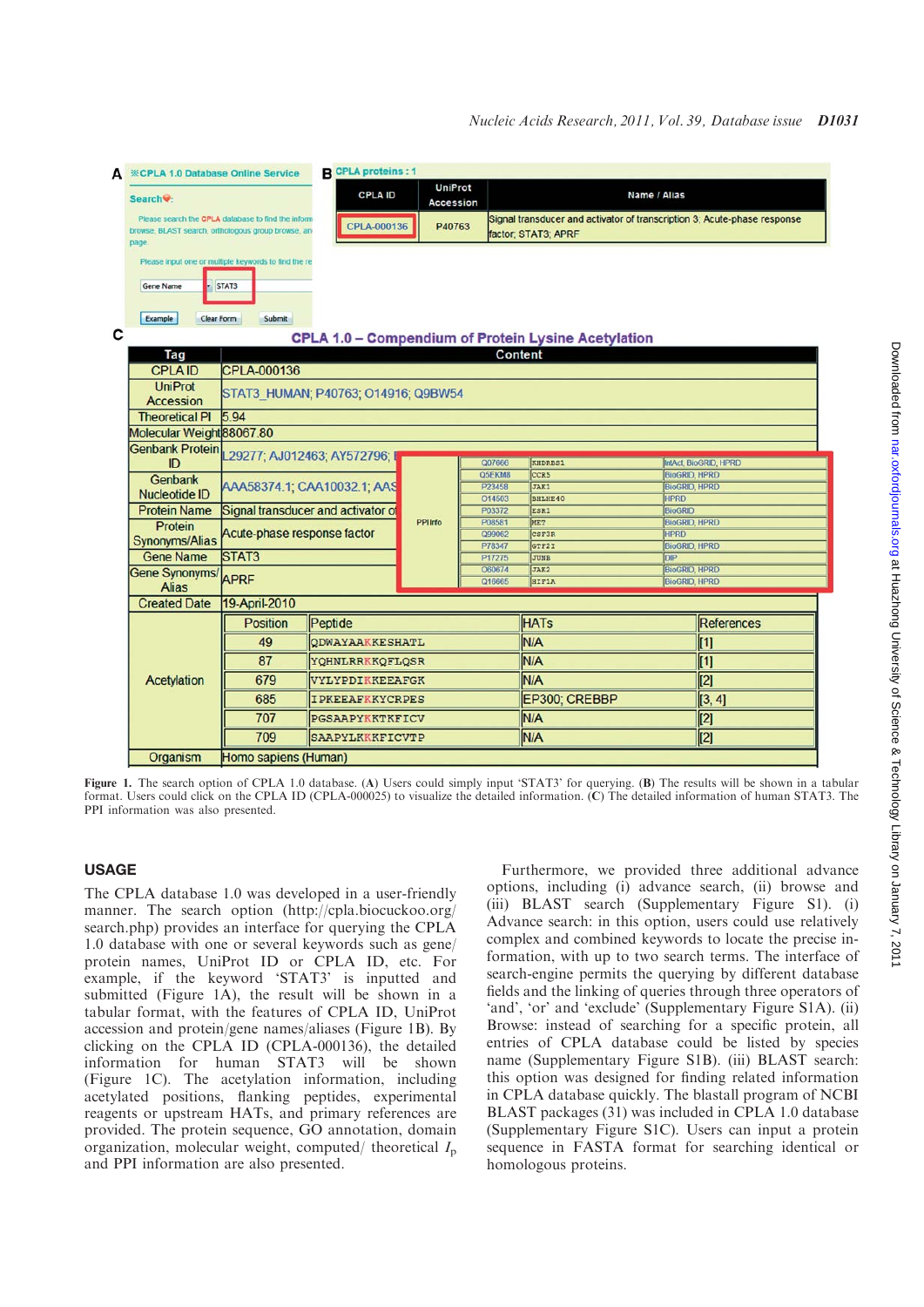**Figure 1.** The search option of CPLA 1.0 database. (**A**) Users could simply input 'STAT3' for querying. (**B**) The results will be shown in a tabular format. Users could click on the CPLA ID (CPLA-000025) to visualize the detailed information. (**C**) The detailed information of human STAT3. The PPI information was also presented.

## USAGE

The CPLA database 1.0 was developed in a user-friendly manner. The search option (http://cpla.biocuckoo.org/search.php) provides an interface for querying the CPLA 1.0 database with one or several keywords such as gene/protein names, UniProt ID or CPLA ID, etc. For example, if the keyword 'STAT3' is inputted and submitted (Figure 1A), the result will be shown in a tabular format, with the features of CPLA ID, UniProt accession and protein/gene names/aliases (Figure 1B). By clicking on the CPLA ID (CPLA-000136), the detailed information for human STAT3 will be shown (Figure 1C). The acetylation information, including acetylated positions, flanking peptides, experimental reagents or upstream HATs, and primary references are provided. The protein sequence, GO annotation, domain organization, molecular weight, computed/ theoretical $I_p$ and PPI information are also presented.

Furthermore, we provided three additional advance options, including (i) advance search, (ii) browse and (iii) BLAST search (Supplementary Figure S1). (i) Advance search: in this option, users could use relatively complex and combined keywords to locate the precise information, with up to two search terms. The interface of search-engine permits the querying by different database fields and the linking of queries through three operators of 'and', 'or' and 'exclude' (Supplementary Figure S1A). (ii) Browse: instead of searching for a specific protein, all entries of CPLA database could be listed by species name (Supplementary Figure S1B). (iii) BLAST search: this option was designed for finding related information in CPLA database quickly. The blastall program of NCBI BLAST packages (31) was included in CPLA 1.0 database (Supplementary Figure S1C). Users can input a protein sequence in FASTA format for searching identical or homologous proteins.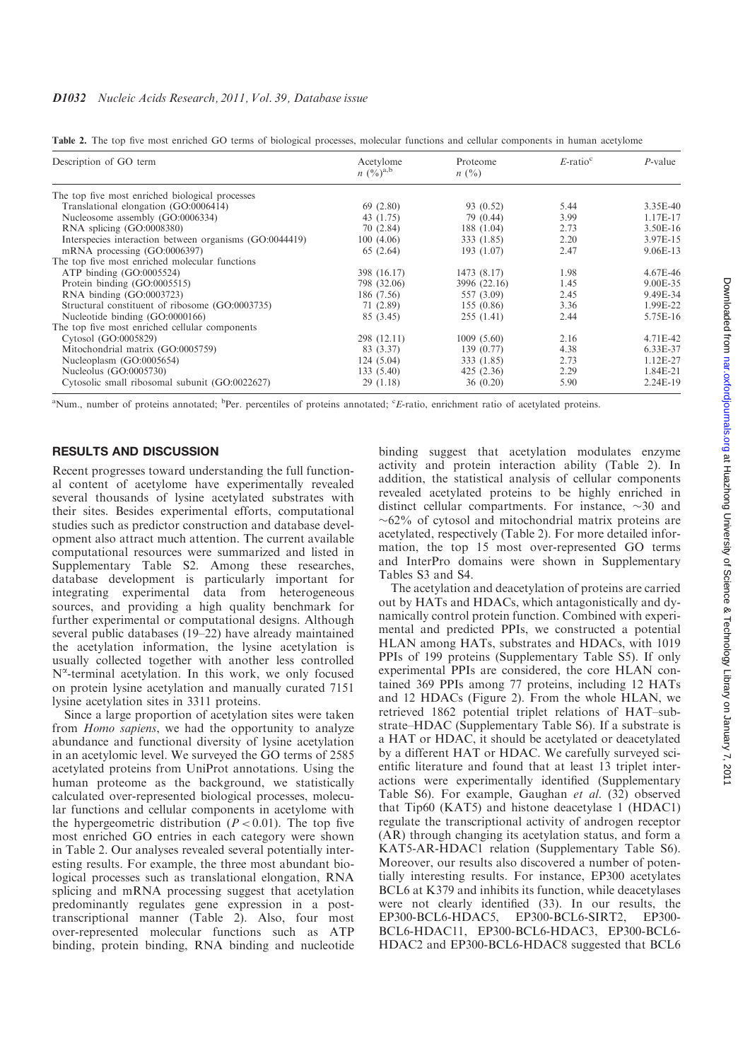Table 2. The top five most enriched GO terms of biological processes, molecular functions and cellular components in human acetylome

| Description of GO term | Acetylome $n$ (%)[a,b] | Proteome $n$ (%) | $E$-ratio[c] | $P$-value |
|---|---|---|---|---|
| The top five most enriched biological processes | | | | |
| Translational elongation (GO:0006414) | 69 (2.80) | 93 (0.52) | 5.44 | 3.35E-40 |
| Nucleosome assembly (GO:0006334) | 43 (1.75) | 79 (0.44) | 3.99 | 1.17E-17 |
| RNA splicing (GO:0008380) | 70 (2.84) | 188 (1.04) | 2.73 | 3.50E-16 |
| Interspecies interaction between organisms (GO:0044419) | 100 (4.06) | 333 (1.85) | 2.20 | 3.97E-15 |
| mRNA processing (GO:0006397) | 65 (2.64) | 193 (1.07) | 2.47 | 9.06E-13 |
| The top five most enriched molecular functions | | | | |
| ATP binding (GO:0005524) | 398 (16.17) | 1473 (8.17) | 1.98 | 4.67E-46 |
| Protein binding (GO:0005515) | 798 (32.06) | 3996 (22.16) | 1.45 | 9.00E-35 |
| RNA binding (GO:0003723) | 186 (7.56) | 557 (3.09) | 2.45 | 9.49E-34 |
| Structural constituent of ribosome (GO:0003735) | 71 (2.89) | 155 (0.86) | 3.36 | 1.99E-22 |
| Nucleotide binding (GO:0000166) | 85 (3.45) | 255 (1.41) | 2.44 | 5.75E-16 |
| The top five most enriched cellular components | | | | |
| Cytosol (GO:0005829) | 298 (12.11) | 1009 (5.60) | 2.16 | 4.71E-42 |
| Mitochondrial matrix (GO:0005759) | 83 (3.37) | 139 (0.77) | 4.38 | 6.33E-37 |
| Nucleoplasm (GO:0005654) | 124 (5.04) | 333 (1.85) | 2.73 | 1.12E-27 |
| Nucleolus (GO:0005730) | 133 (5.40) | 425 (2.36) | 2.29 | 1.84E-21 |
| Cytosolic small ribosomal subunit (GO:0022627) | 29 (1.18) | 36 (0.20) | 5.90 | 2.24E-19 |

[a]Num., number of proteins annotated; [b]Per. percentiles of proteins annotated; [c]$E$-ratio, enrichment ratio of acetylated proteins.

## RESULTS AND DISCUSSION

Recent progresses toward understanding the full functional content of acetylome have experimentally revealed several thousands of lysine acetylated substrates with their sites. Besides experimental efforts, computational studies such as predictor construction and database development also attract much attention. The current available computational resources were summarized and listed in Supplementary Table S2. Among these researches, database development is particularly important for integrating experimental data from heterogeneous sources, and providing a high quality benchmark for further experimental or computational designs. Although several public databases (19–22) have already maintained the acetylation information, the lysine acetylation is usually collected together with another less controlled $N^{\alpha}$-terminal acetylation. In this work, we only focused on protein lysine acetylation and manually curated 7151 lysine acetylation sites in 3311 proteins.

Since a large proportion of acetylation sites were taken from *Homo sapiens*, we had the opportunity to analyze abundance and functional diversity of lysine acetylation in an acetylomic level. We surveyed the GO terms of 2585 acetylated proteins from UniProt annotations. Using the human proteome as the background, we statistically calculated over-represented biological processes, molecular functions and cellular components in acetylome with the hypergeometric distribution ($P < 0.01$). The top five most enriched GO entries in each category were shown in Table 2. Our analyses revealed several potentially interesting results. For example, the three most abundant biological processes such as translational elongation, RNA splicing and mRNA processing suggest that acetylation predominantly regulates gene expression in a post-transcriptional manner (Table 2). Also, four most over-represented molecular functions such as ATP binding, protein binding, RNA binding and nucleotide binding suggest that acetylation modulates enzyme activity and protein interaction ability (Table 2). In addition, the statistical analysis of cellular components revealed acetylated proteins to be highly enriched in distinct cellular compartments. For instance, ~30 and ~62% of cytosol and mitochondrial matrix proteins are acetylated, respectively (Table 2). For more detailed information, the top 15 most over-represented GO terms and InterPro domains were shown in Supplementary Tables S3 and S4.

The acetylation and deacetylation of proteins are carried out by HATs and HDACs, which antagonistically and dynamically control protein function. Combined with experimental and predicted PPIs, we constructed a potential HLAN among HATs, substrates and HDACs, with 1019 PPIs of 199 proteins (Supplementary Table S5). If only experimental PPIs are considered, the core HLAN contained 369 PPIs among 77 proteins, including 12 HATs and 12 HDACs (Figure 2). From the whole HLAN, we retrieved 1862 potential triplet relations of HAT–substrate–HDAC (Supplementary Table S6). If a substrate is a HAT or HDAC, it should be acetylated or deacetylated by a different HAT or HDAC. We carefully surveyed scientific literature and found that at least 13 triplet interactions were experimentally identified (Supplementary Table S6). For example, Gaughan *et al.* (32) observed that Tip60 (KAT5) and histone deacetylase 1 (HDAC1) regulate the transcriptional activity of androgen receptor (AR) through changing its acetylation status, and form a KAT5-AR-HDAC1 relation (Supplementary Table S6). Moreover, our results also discovered a number of potentially interesting results. For instance, EP300 acetylates BCL6 at K379 and inhibits its function, while deacetylases were not clearly identified (33). In our results, the EP300-BCL6-HDAC5, EP300-BCL6-SIRT2, EP300-BCL6-HDAC11, EP300-BCL6-HDAC3, EP300-BCL6-HDAC2 and EP300-BCL6-HDAC8 suggested that BCL6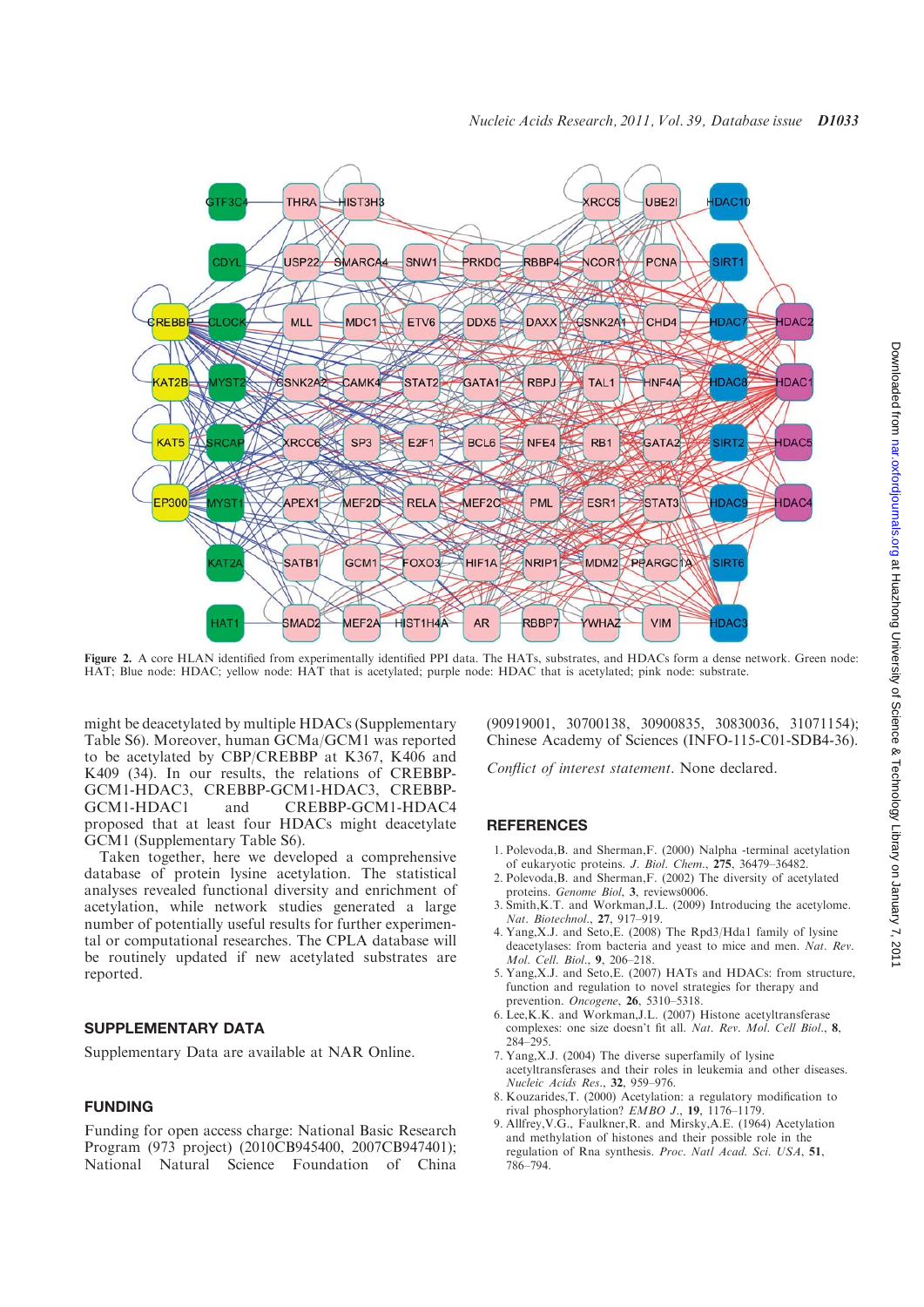**Figure 2.** A core HLAN identified from experimentally identified PPI data. The HATs, substrates, and HDACs form a dense network. Green node: HAT; Blue node: HDAC; yellow node: HAT that is acetylated; purple node: HDAC that is acetylated; pink node: substrate.

might be deacetylated by multiple HDACs (Supplementary Table S6). Moreover, human GCMa/GCM1 was reported to be acetylated by CBP/CREBBP at K367, K406 and K409 (34). In our results, the relations of CREBBP-GCM1-HDAC3, CREBBP-GCM1-HDAC3, CREBBP-GCM1-HDAC1 and CREBBP-GCM1-HDAC4 proposed that at least four HDACs might deacetylate GCM1 (Supplementary Table S6).

Taken together, here we developed a comprehensive database of protein lysine acetylation. The statistical analyses revealed functional diversity and enrichment of acetylation, while network studies generated a large number of potentially useful results for further experimental or computational researches. The CPLA database will be routinely updated if new acetylated substrates are reported.

## SUPPLEMENTARY DATA

Supplementary Data are available at NAR Online.

## FUNDING

Funding for open access charge: National Basic Research Program (973 project) (2010CB945400, 2007CB947401); National Natural Science Foundation of China (90919001, 30700138, 30900835, 30830036, 31071154); Chinese Academy of Sciences (INFO-115-C01-SDB4-36).

*Conflict of interest statement*. None declared.

## REFERENCES

1. Polevoda,B. and Sherman,F. (2000) Nalpha -terminal acetylation of eukaryotic proteins. *J. Biol. Chem.*, **275**, 36479–36482.
2. Polevoda,B. and Sherman,F. (2002) The diversity of acetylated proteins. *Genome Biol*, **3**, reviews0006.
3. Smith,K.T. and Workman,J.L. (2009) Introducing the acetylome. *Nat. Biotechnol.*, **27**, 917–919.
4. Yang,X.J. and Seto,E. (2008) The Rpd3/Hda1 family of lysine deacetylases: from bacteria and yeast to mice and men. *Nat. Rev. Mol. Cell. Biol.*, **9**, 206–218.
5. Yang,X.J. and Seto,E. (2007) HATs and HDACs: from structure, function and regulation to novel strategies for therapy and prevention. *Oncogene*, **26**, 5310–5318.
6. Lee,K.K. and Workman,J.L. (2007) Histone acetyltransferase complexes: one size doesn't fit all. *Nat. Rev. Mol. Cell Biol.*, **8**, 284–295.
7. Yang,X.J. (2004) The diverse superfamily of lysine acetyltransferases and their roles in leukemia and other diseases. *Nucleic Acids Res.*, **32**, 959–976.
8. Kouzarides,T. (2000) Acetylation: a regulatory modification to rival phosphorylation? *EMBO J.*, **19**, 1176–1179.
9. Allfrey,V.G., Faulkner,R. and Mirsky,A.E. (1964) Acetylation and methylation of histones and their possible role in the regulation of Rna synthesis. *Proc. Natl Acad. Sci. USA*, **51**, 786–794.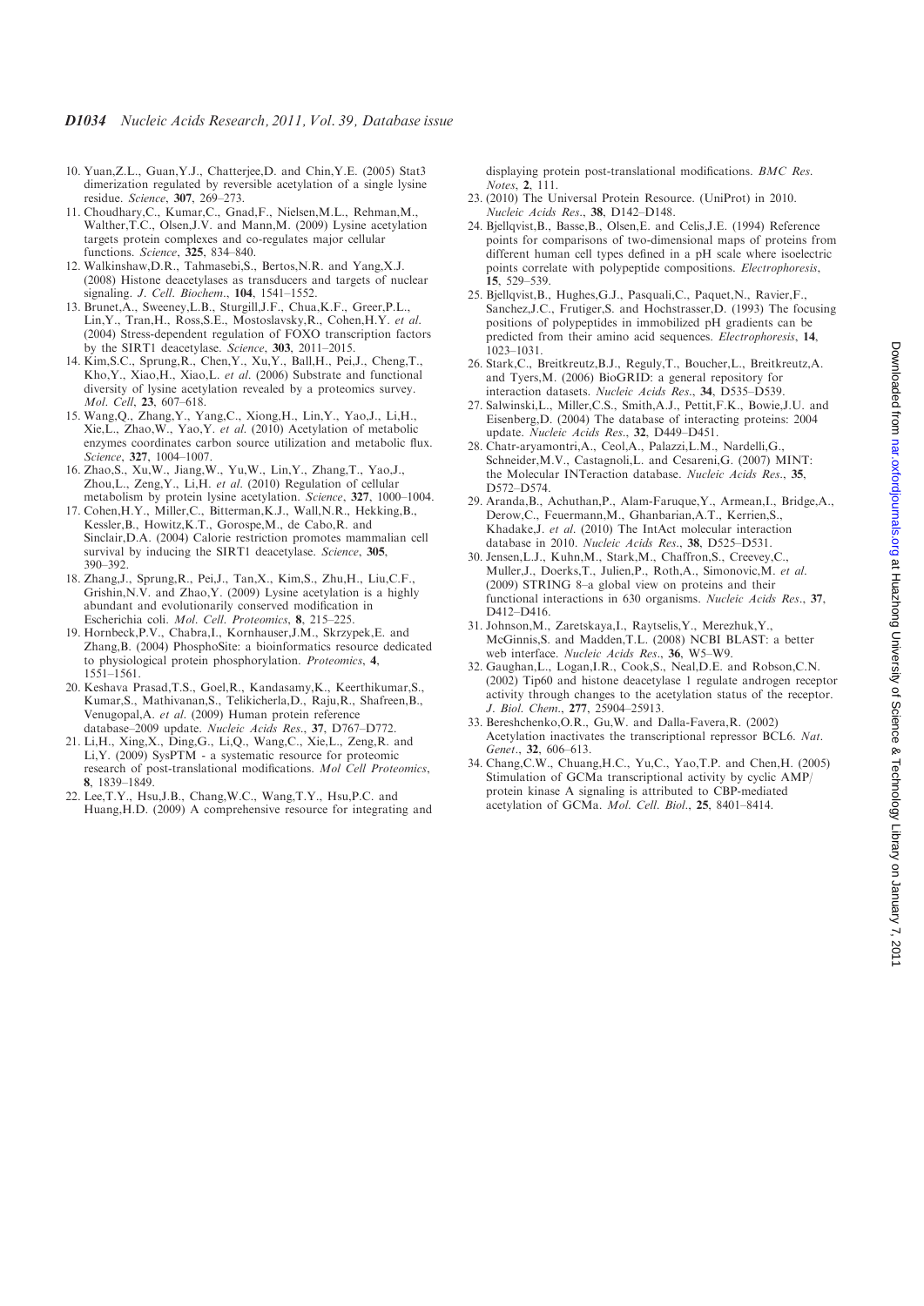10. Yuan,Z.L., Guan,Y.J., Chatterjee,D. and Chin,Y.E. (2005) Stat3 dimerization regulated by reversible acetylation of a single lysine residue. *Science*, **307**, 269–273.
11. Choudhary,C., Kumar,C., Gnad,F., Nielsen,M.L., Rehman,M., Walther,T.C., Olsen,J.V. and Mann,M. (2009) Lysine acetylation targets protein complexes and co-regulates major cellular functions. *Science*, **325**, 834–840.
12. Walkinshaw,D.R., Tahmasebi,S., Bertos,N.R. and Yang,X.J. (2008) Histone deacetylases as transducers and targets of nuclear signaling. *J. Cell. Biochem.*, **104**, 1541–1552.
13. Brunet,A., Sweeney,L.B., Sturgill,J.F., Chua,K.F., Greer,P.L., Lin,Y., Tran,H., Ross,S.E., Mostoslavsky,R., Cohen,H.Y. *et al.* (2004) Stress-dependent regulation of FOXO transcription factors by the SIRT1 deacetylase. *Science*, **303**, 2011–2015.
14. Kim,S.C., Sprung,R., Chen,Y., Xu,Y., Ball,H., Pei,J., Cheng,T., Kho,Y., Xiao,H., Xiao,L. *et al.* (2006) Substrate and functional diversity of lysine acetylation revealed by a proteomics survey. *Mol. Cell*, **23**, 607–618.
15. Wang,Q., Zhang,Y., Yang,C., Xiong,H., Lin,Y., Yao,J., Li,H., Xie,L., Zhao,W., Yao,Y. *et al.* (2010) Acetylation of metabolic enzymes coordinates carbon source utilization and metabolic flux. *Science*, **327**, 1004–1007.
16. Zhao,S., Xu,W., Jiang,W., Yu,W., Lin,Y., Zhang,T., Yao,J., Zhou,L., Zeng,Y., Li,H. *et al.* (2010) Regulation of cellular metabolism by protein lysine acetylation. *Science*, **327**, 1000–1004.
17. Cohen,H.Y., Miller,C., Bitterman,K.J., Wall,N.R., Hekking,B., Kessler,B., Howitz,K.T., Gorospe,M., de Cabo,R. and Sinclair,D.A. (2004) Calorie restriction promotes mammalian cell survival by inducing the SIRT1 deacetylase. *Science*, **305**, 390–392.
18. Zhang,J., Sprung,R., Pei,J., Tan,X., Kim,S., Zhu,H., Liu,C.F., Grishin,N.V. and Zhao,Y. (2009) Lysine acetylation is a highly abundant and evolutionarily conserved modification in Escherichia coli. *Mol. Cell. Proteomics*, **8**, 215–225.
19. Hornbeck,P.V., Chabra,I., Kornhauser,J.M., Skrzypek,E. and Zhang,B. (2004) PhosphoSite: a bioinformatics resource dedicated to physiological protein phosphorylation. *Proteomics*, **4**, 1551–1561.
20. Keshava Prasad,T.S., Goel,R., Kandasamy,K., Keerthikumar,S., Kumar,S., Mathivanan,S., Telikicherla,D., Raju,R., Shafreen,B., Venugopal,A. *et al.* (2009) Human protein reference database–2009 update. *Nucleic Acids Res.*, **37**, D767–D772.
21. Li,H., Xing,X., Ding,G., Li,Q., Wang,C., Xie,L., Zeng,R. and Li,Y. (2009) SysPTM - a systematic resource for proteomic research of post-translational modifications. *Mol Cell Proteomics*, **8**, 1839–1849.
22. Lee,T.Y., Hsu,J.B., Chang,W.C., Wang,T.Y., Hsu,P.C. and Huang,H.D. (2009) A comprehensive resource for integrating and displaying protein post-translational modifications. *BMC Res. Notes*, **2**, 111.
23. (2010) The Universal Protein Resource. (UniProt) in 2010. *Nucleic Acids Res.*, **38**, D142–D148.
24. Bjellqvist,B., Basse,B., Olsen,E. and Celis,J.E. (1994) Reference points for comparisons of two-dimensional maps of proteins from different human cell types defined in a pH scale where isoelectric points correlate with polypeptide compositions. *Electrophoresis*, **15**, 529–539.
25. Bjellqvist,B., Hughes,G.J., Pasquali,C., Paquet,N., Ravier,F., Sanchez,J.C., Frutiger,S. and Hochstrasser,D. (1993) The focusing positions of polypeptides in immobilized pH gradients can be predicted from their amino acid sequences. *Electrophoresis*, **14**, 1023–1031.
26. Stark,C., Breitkreutz,B.J., Reguly,T., Boucher,L., Breitkreutz,A. and Tyers,M. (2006) BioGRID: a general repository for interaction datasets. *Nucleic Acids Res.*, **34**, D535–D539.
27. Salwinski,L., Miller,C.S., Smith,A.J., Pettit,F.K., Bowie,J.U. and Eisenberg,D. (2004) The database of interacting proteins: 2004 update. *Nucleic Acids Res.*, **32**, D449–D451.
28. Chatr-aryamontri,A., Ceol,A., Palazzi,L.M., Nardelli,G., Schneider,M.V., Castagnoli,L. and Cesareni,G. (2007) MINT: the Molecular INTeraction database. *Nucleic Acids Res.*, **35**, D572–D574.
29. Aranda,B., Achuthan,P., Alam-Faruque,Y., Armean,I., Bridge,A., Derow,C., Feuermann,M., Ghanbarian,A.T., Kerrien,S., Khadake,J. *et al.* (2010) The IntAct molecular interaction database in 2010. *Nucleic Acids Res.*, **38**, D525–D531.
30. Jensen,L.J., Kuhn,M., Stark,M., Chaffron,S., Creevey,C., Muller,J., Doerks,T., Julien,P., Roth,A., Simonovic,M. *et al.* (2009) STRING 8–a global view on proteins and their functional interactions in 630 organisms. *Nucleic Acids Res.*, **37**, D412–D416.
31. Johnson,M., Zaretskaya,I., Raytselis,Y., Merezhuk,Y., McGinnis,S. and Madden,T.L. (2008) NCBI BLAST: a better web interface. *Nucleic Acids Res.*, **36**, W5–W9.
32. Gaughan,L., Logan,I.R., Cook,S., Neal,D.E. and Robson,C.N. (2002) Tip60 and histone deacetylase 1 regulate androgen receptor activity through changes to the acetylation status of the receptor. *J. Biol. Chem.*, **277**, 25904–25913.
33. Bereshchenko,O.R., Gu,W. and Dalla-Favera,R. (2002) Acetylation inactivates the transcriptional repressor BCL6. *Nat. Genet.*, **32**, 606–613.
34. Chang,C.W., Chuang,H.C., Yu,C., Yao,T.P. and Chen,H. (2005) Stimulation of GCMa transcriptional activity by cyclic AMP/protein kinase A signaling is attributed to CBP-mediated acetylation of GCMa. *Mol. Cell. Biol.*, **25**, 8401–8414.